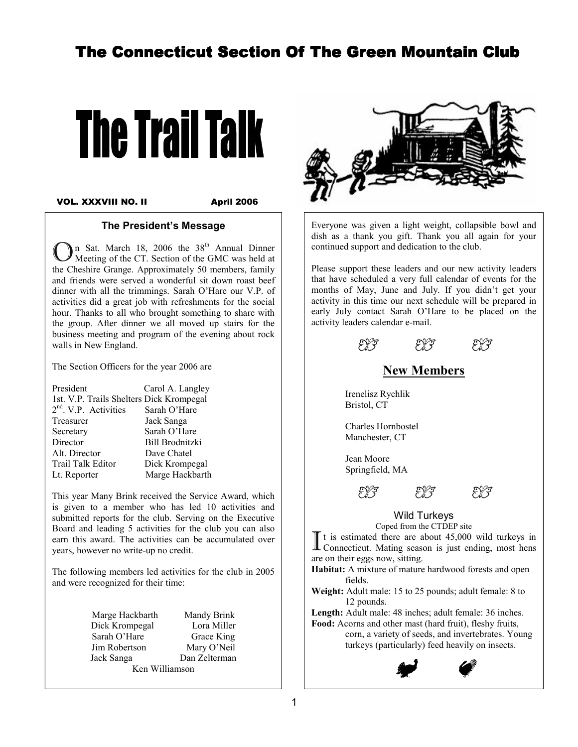# The Connecticut Section Of The Green Mountain Club

# The Trail Talk

**VOL. XXXVIII NO. II** **April 2006**

## The President's Message

On Sat. March 18, 2006 the 38th Annual Dinner Meeting of the CT. Section of the GMC was held at the Cheshire Grange. Approximately 50 members, family and friends were served a wonderful sit down roast beef dinner with all the trimmings. Sarah O'Hare our V.P. of activities did a great job with refreshments for the social hour. Thanks to all who brought something to share with the group. After dinner we all moved up stairs for the business meeting and program of the evening about rock walls in New England.

The Section Officers for the year 2006 are

| | |
|---|---|
| President | Carol A. Langley |
| 1st. V.P. Trails Shelters | Dick Krompegal |
| 2nd. V.P. Activities | Sarah O'Hare |
| Treasurer | Jack Sanga |
| Secretary | Sarah O'Hare |
| Director | Bill Brodnitzki |
| Alt. Director | Dave Chatel |
| Trail Talk Editor | Dick Krompegal |
| Lt. Reporter | Marge Hackbarth |

This year Many Brink received the Service Award, which is given to a member who has led 10 activities and submitted reports for the club. Serving on the Executive Board and leading 5 activities for the club you can also earn this award. The activities can be accumulated over years, however no write-up no credit.

The following members led activities for the club in 2005 and were recognized for their time:

| | |
|---|---|
| Marge Hackbarth | Mandy Brink |
| Dick Krompegal | Lora Miller |
| Sarah O'Hare | Grace King |
| Jim Robertson | Mary O'Neil |
| Jack Sanga | Dan Zelterman |
| Ken Williamson | |

Everyone was given a light weight, collapsible bowl and dish as a thank you gift. Thank you all again for your continued support and dedication to the club.

Please support these leaders and our new activity leaders that have scheduled a very full calendar of events for the months of May, June and July. If you didn't get your activity in this time our next schedule will be prepared in early July contact Sarah O'Hare to be placed on the activity leaders calendar e-mail.

## New Members

Irenelisz Rychlik
Bristol, CT

Charles Hornbostel
Manchester, CT

Jean Moore
Springfield, MA

## Wild Turkeys

Coped from the CTDEP site

It is estimated there are about 45,000 wild turkeys in Connecticut. Mating season is just ending, most hens are on their eggs now, sitting.

**Habitat:** A mixture of mature hardwood forests and open fields.

**Weight:** Adult male: 15 to 25 pounds; adult female: 8 to 12 pounds.

**Length:** Adult male: 48 inches; adult female: 36 inches.

**Food:** Acorns and other mast (hard fruit), fleshy fruits, corn, a variety of seeds, and invertebrates. Young turkeys (particularly) feed heavily on insects.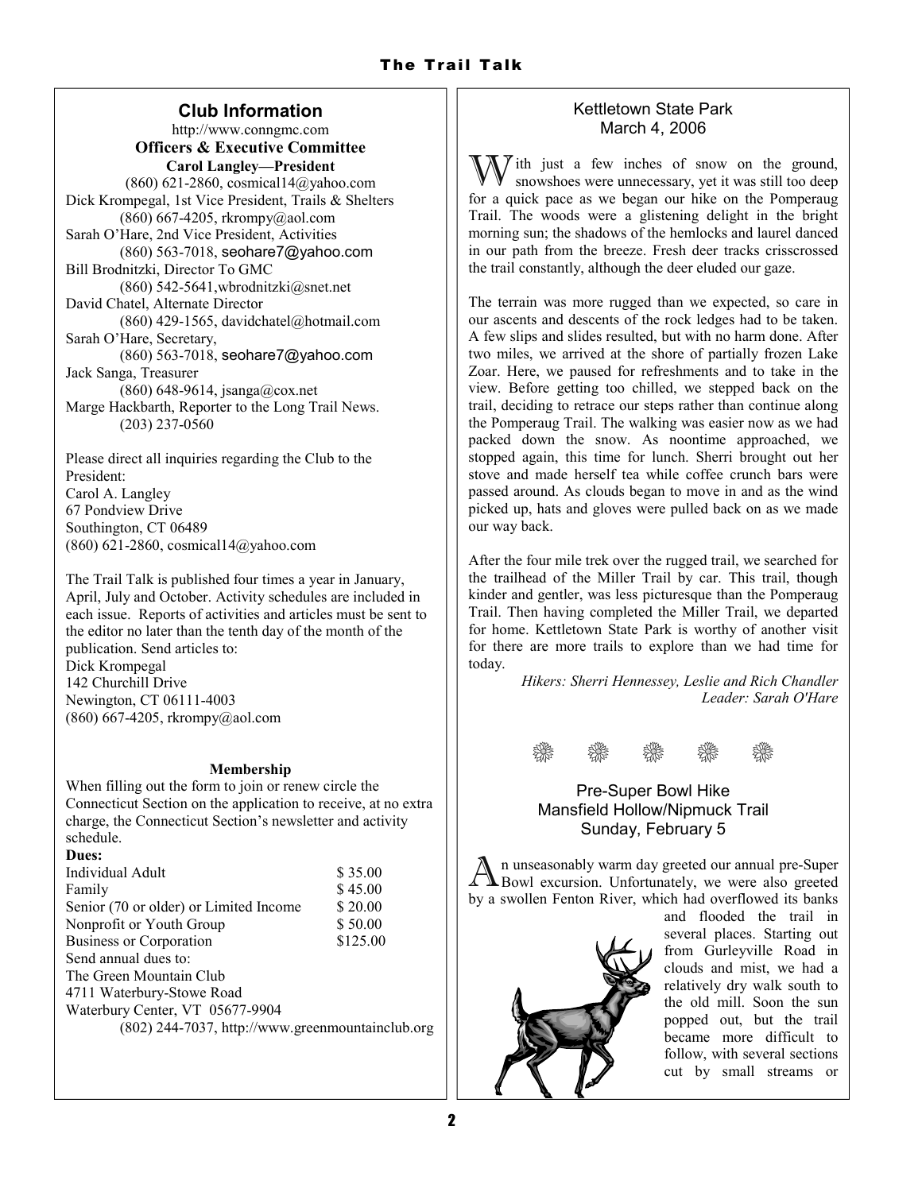## Club Information

http://www.conngmc.com

**Officers & Executive Committee**

**Carol Langley—President**
(860) 621-2860, cosmical14@yahoo.com

Dick Krompegal, 1st Vice President, Trails & Shelters
(860) 667-4205, rkrompy@aol.com

Sarah O'Hare, 2nd Vice President, Activities
(860) 563-7018, seohare7@yahoo.com

Bill Brodnitzki, Director To GMC
(860) 542-5641,wbrodnitzki@snet.net

David Chatel, Alternate Director
(860) 429-1565, davidchatel@hotmail.com

Sarah O'Hare, Secretary,
(860) 563-7018, seohare7@yahoo.com

Jack Sanga, Treasurer
(860) 648-9614, jsanga@cox.net

Marge Hackbarth, Reporter to the Long Trail News.
(203) 237-0560

Please direct all inquiries regarding the Club to the President:
Carol A. Langley
67 Pondview Drive
Southington, CT 06489
(860) 621-2860, cosmical14@yahoo.com

The Trail Talk is published four times a year in January, April, July and October. Activity schedules are included in each issue. Reports of activities and articles must be sent to the editor no later than the tenth day of the month of the publication. Send articles to:
Dick Krompegal
142 Churchill Drive
Newington, CT 06111-4003
(860) 667-4205, rkrompy@aol.com

**Membership**

When filling out the form to join or renew circle the Connecticut Section on the application to receive, at no extra charge, the Connecticut Section's newsletter and activity schedule.

**Dues:**

| | |
|---|---|
| Individual Adult | $ 35.00 |
| Family | $ 45.00 |
| Senior (70 or older) or Limited Income | $ 20.00 |
| Nonprofit or Youth Group | $ 50.00 |
| Business or Corporation | $125.00 |

Send annual dues to:
The Green Mountain Club
4711 Waterbury-Stowe Road
Waterbury Center, VT 05677-9904
(802) 244-7037, http://www.greenmountainclub.org

## Kettletown State Park
March 4, 2006

With just a few inches of snow on the ground, snowshoes were unnecessary, yet it was still too deep for a quick pace as we began our hike on the Pomperaug Trail. The woods were a glistening delight in the bright morning sun; the shadows of the hemlocks and laurel danced in our path from the breeze. Fresh deer tracks crisscrossed the trail constantly, although the deer eluded our gaze.

The terrain was more rugged than we expected, so care in our ascents and descents of the rock ledges had to be taken. A few slips and slides resulted, but with no harm done. After two miles, we arrived at the shore of partially frozen Lake Zoar. Here, we paused for refreshments and to take in the view. Before getting too chilled, we stepped back on the trail, deciding to retrace our steps rather than continue along the Pomperaug Trail. The walking was easier now as we had packed down the snow. As noontime approached, we stopped again, this time for lunch. Sherri brought out her stove and made herself tea while coffee crunch bars were passed around. As clouds began to move in and as the wind picked up, hats and gloves were pulled back on as we made our way back.

After the four mile trek over the rugged trail, we searched for the trailhead of the Miller Trail by car. This trail, though kinder and gentler, was less picturesque than the Pomperaug Trail. Then having completed the Miller Trail, we departed for home. Kettletown State Park is worthy of another visit for there are more trails to explore than we had time for today.

*Hikers: Sherri Hennessey, Leslie and Rich Chandler*
*Leader: Sarah O'Hare*

## Pre-Super Bowl Hike
Mansfield Hollow/Nipmuck Trail
Sunday, February 5

An unseasonably warm day greeted our annual pre-Super Bowl excursion. Unfortunately, we were also greeted by a swollen Fenton River, which had overflowed its banks and flooded the trail in several places. Starting out from Gurleyville Road in clouds and mist, we had a relatively dry walk south to the old mill. Soon the sun popped out, but the trail became more difficult to follow, with several sections cut by small streams or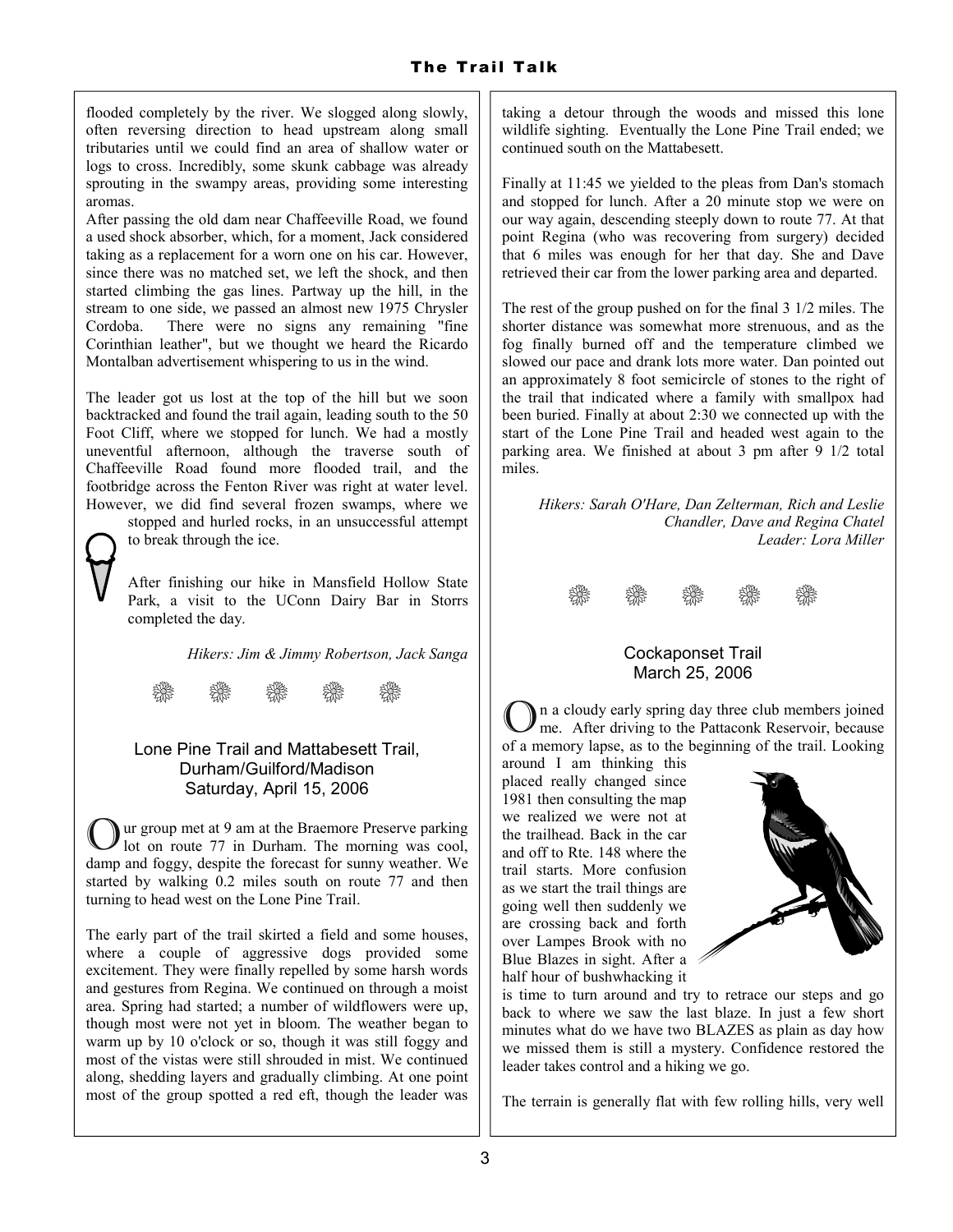flooded completely by the river. We slogged along slowly, often reversing direction to head upstream along small tributaries until we could find an area of shallow water or logs to cross. Incredibly, some skunk cabbage was already sprouting in the swampy areas, providing some interesting aromas.

After passing the old dam near Chaffeeville Road, we found a used shock absorber, which, for a moment, Jack considered taking as a replacement for a worn one on his car. However, since there was no matched set, we left the shock, and then started climbing the gas lines. Partway up the hill, in the stream to one side, we passed an almost new 1975 Chrysler Cordoba. There were no signs any remaining "fine Corinthian leather", but we thought we heard the Ricardo Montalban advertisement whispering to us in the wind.

The leader got us lost at the top of the hill but we soon backtracked and found the trail again, leading south to the 50 Foot Cliff, where we stopped for lunch. We had a mostly uneventful afternoon, although the traverse south of Chaffeeville Road found more flooded trail, and the footbridge across the Fenton River was right at water level. However, we did find several frozen swamps, where we stopped and hurled rocks, in an unsuccessful attempt to break through the ice.

After finishing our hike in Mansfield Hollow State Park, a visit to the UConn Dairy Bar in Storrs completed the day.

*Hikers: Jim & Jimmy Robertson, Jack Sanga*

## Lone Pine Trail and Mattabesett Trail, Durham/Guilford/Madison Saturday, April 15, 2006

Our group met at 9 am at the Braemore Preserve parking lot on route 77 in Durham. The morning was cool, damp and foggy, despite the forecast for sunny weather. We started by walking 0.2 miles south on route 77 and then turning to head west on the Lone Pine Trail.

The early part of the trail skirted a field and some houses, where a couple of aggressive dogs provided some excitement. They were finally repelled by some harsh words and gestures from Regina. We continued on through a moist area. Spring had started; a number of wildflowers were up, though most were not yet in bloom. The weather began to warm up by 10 o'clock or so, though it was still foggy and most of the vistas were still shrouded in mist. We continued along, shedding layers and gradually climbing. At one point most of the group spotted a red eft, though the leader was taking a detour through the woods and missed this lone wildlife sighting. Eventually the Lone Pine Trail ended; we continued south on the Mattabesett.

Finally at 11:45 we yielded to the pleas from Dan's stomach and stopped for lunch. After a 20 minute stop we were on our way again, descending steeply down to route 77. At that point Regina (who was recovering from surgery) decided that 6 miles was enough for her that day. She and Dave retrieved their car from the lower parking area and departed.

The rest of the group pushed on for the final 3 1/2 miles. The shorter distance was somewhat more strenuous, and as the fog finally burned off and the temperature climbed we slowed our pace and drank lots more water. Dan pointed out an approximately 8 foot semicircle of stones to the right of the trail that indicated where a family with smallpox had been buried. Finally at about 2:30 we connected up with the start of the Lone Pine Trail and headed west again to the parking area. We finished at about 3 pm after 9 1/2 total miles.

*Hikers: Sarah O'Hare, Dan Zelterman, Rich and Leslie Chandler, Dave and Regina Chatel*
*Leader: Lora Miller*

## Cockaponset Trail March 25, 2006

On a cloudy early spring day three club members joined me. After driving to the Pattaconk Reservoir, because of a memory lapse, as to the beginning of the trail. Looking around I am thinking this placed really changed since 1981 then consulting the map we realized we were not at the trailhead. Back in the car and off to Rte. 148 where the trail starts. More confusion as we start the trail things are going well then suddenly we are crossing back and forth over Lampes Brook with no Blue Blazes in sight. After a half hour of bushwhacking it is time to turn around and try to retrace our steps and go back to where we saw the last blaze. In just a few short minutes what do we have two BLAZES as plain as day how we missed them is still a mystery. Confidence restored the leader takes control and a hiking we go.

The terrain is generally flat with few rolling hills, very well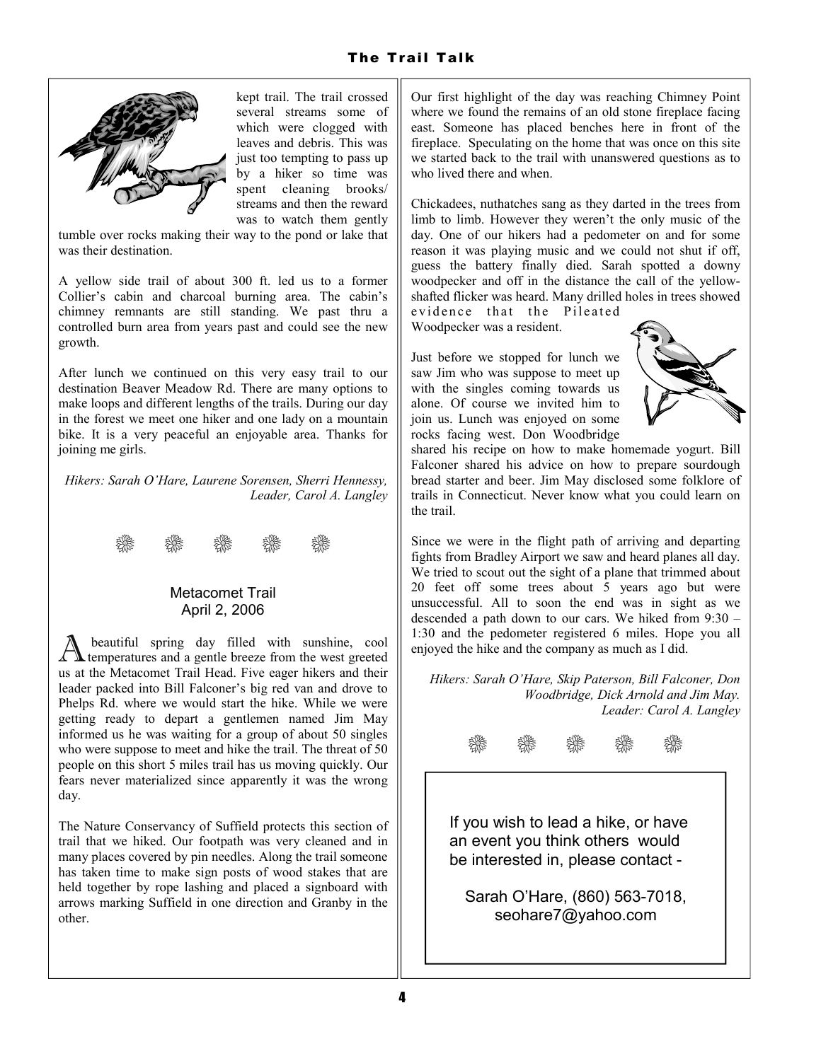kept trail. The trail crossed several streams some of which were clogged with leaves and debris. This was just too tempting to pass up by a hiker so time was spent cleaning brooks/ streams and then the reward was to watch them gently tumble over rocks making their way to the pond or lake that was their destination.

A yellow side trail of about 300 ft. led us to a former Collier's cabin and charcoal burning area. The cabin's chimney remnants are still standing. We past thru a controlled burn area from years past and could see the new growth.

After lunch we continued on this very easy trail to our destination Beaver Meadow Rd. There are many options to make loops and different lengths of the trails. During our day in the forest we meet one hiker and one lady on a mountain bike. It is a very peaceful an enjoyable area. Thanks for joining me girls.

*Hikers: Sarah O'Hare, Laurene Sorensen, Sherri Hennessy, Leader, Carol A. Langley*

❁ ❁ ❁ ❁ ❁

## Metacomet Trail
### April 2, 2006

A beautiful spring day filled with sunshine, cool temperatures and a gentle breeze from the west greeted us at the Metacomet Trail Head. Five eager hikers and their leader packed into Bill Falconer's big red van and drove to Phelps Rd. where we would start the hike. While we were getting ready to depart a gentlemen named Jim May informed us he was waiting for a group of about 50 singles who were suppose to meet and hike the trail. The threat of 50 people on this short 5 miles trail has us moving quickly. Our fears never materialized since apparently it was the wrong day.

The Nature Conservancy of Suffield protects this section of trail that we hiked. Our footpath was very cleaned and in many places covered by pin needles. Along the trail someone has taken time to make sign posts of wood stakes that are held together by rope lashing and placed a signboard with arrows marking Suffield in one direction and Granby in the other.

Our first highlight of the day was reaching Chimney Point where we found the remains of an old stone fireplace facing east. Someone has placed benches here in front of the fireplace. Speculating on the home that was once on this site we started back to the trail with unanswered questions as to who lived there and when.

Chickadees, nuthatches sang as they darted in the trees from limb to limb. However they weren't the only music of the day. One of our hikers had a pedometer on and for some reason it was playing music and we could not shut if off, guess the battery finally died. Sarah spotted a downy woodpecker and off in the distance the call of the yellow-shafted flicker was heard. Many drilled holes in trees showed evidence that the Pileated Woodpecker was a resident.

Just before we stopped for lunch we saw Jim who was suppose to meet up with the singles coming towards us alone. Of course we invited him to join us. Lunch was enjoyed on some rocks facing west. Don Woodbridge shared his recipe on how to make homemade yogurt. Bill Falconer shared his advice on how to prepare sourdough bread starter and beer. Jim May disclosed some folklore of trails in Connecticut. Never know what you could learn on the trail.

Since we were in the flight path of arriving and departing fights from Bradley Airport we saw and heard planes all day. We tried to scout out the sight of a plane that trimmed about 20 feet off some trees about 5 years ago but were unsuccessful. All to soon the end was in sight as we descended a path down to our cars. We hiked from 9:30 – 1:30 and the pedometer registered 6 miles. Hope you all enjoyed the hike and the company as much as I did.

*Hikers: Sarah O'Hare, Skip Paterson, Bill Falconer, Don Woodbridge, Dick Arnold and Jim May. Leader: Carol A. Langley*

❁ ❁ ❁ ❁ ❁

If you wish to lead a hike, or have an event you think others would be interested in, please contact -

Sarah O'Hare, (860) 563-7018, seohare7@yahoo.com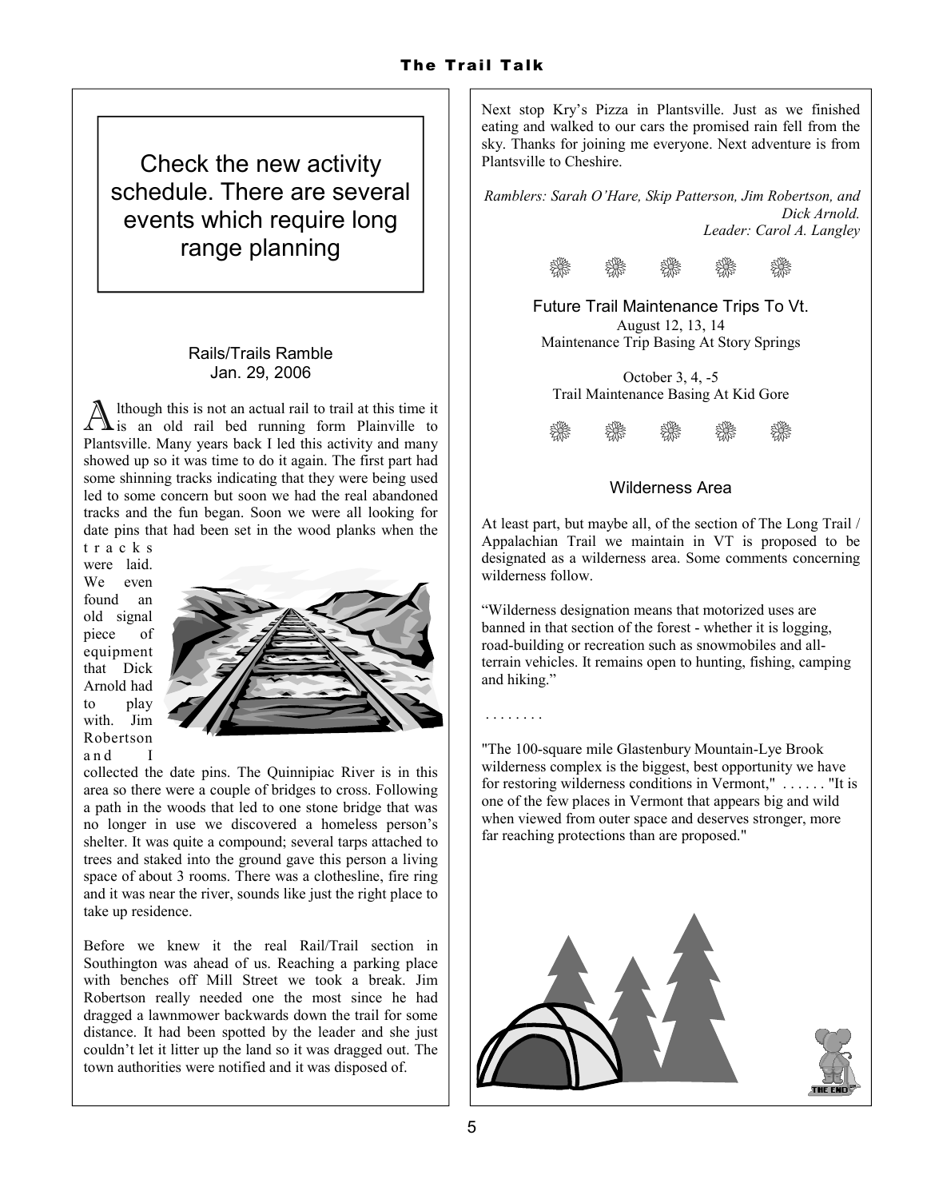Check the new activity schedule. There are several events which require long range planning

## Rails/Trails Ramble
Jan. 29, 2006

Although this is not an actual rail to trail at this time it is an old rail bed running form Plainville to Plantsville. Many years back I led this activity and many showed up so it was time to do it again. The first part had some shinning tracks indicating that they were being used led to some concern but soon we had the real abandoned tracks and the fun began. Soon we were all looking for date pins that had been set in the wood planks when the tracks were laid. We even found an old signal piece of equipment that Dick Arnold had to play with. Jim Robertson and I collected the date pins. The Quinnipiac River is in this area so there were a couple of bridges to cross. Following a path in the woods that led to one stone bridge that was no longer in use we discovered a homeless person's shelter. It was quite a compound; several tarps attached to trees and staked into the ground gave this person a living space of about 3 rooms. There was a clothesline, fire ring and it was near the river, sounds like just the right place to take up residence.

Before we knew it the real Rail/Trail section in Southington was ahead of us. Reaching a parking place with benches off Mill Street we took a break. Jim Robertson really needed one the most since he had dragged a lawnmower backwards down the trail for some distance. It had been spotted by the leader and she just couldn't let it litter up the land so it was dragged out. The town authorities were notified and it was disposed of.

Next stop Kry's Pizza in Plantsville. Just as we finished eating and walked to our cars the promised rain fell from the sky. Thanks for joining me everyone. Next adventure is from Plantsville to Cheshire.

*Ramblers: Sarah O'Hare, Skip Patterson, Jim Robertson, and Dick Arnold.*
*Leader: Carol A. Langley*

## Future Trail Maintenance Trips To Vt.

August 12, 13, 14
Maintenance Trip Basing At Story Springs

October 3, 4, -5
Trail Maintenance Basing At Kid Gore

## Wilderness Area

At least part, but maybe all, of the section of The Long Trail / Appalachian Trail we maintain in VT is proposed to be designated as a wilderness area. Some comments concerning wilderness follow.

"Wilderness designation means that motorized uses are banned in that section of the forest - whether it is logging, road-building or recreation such as snowmobiles and all-terrain vehicles. It remains open to hunting, fishing, camping and hiking."

. . . . . . . .

"The 100-square mile Glastenbury Mountain-Lye Brook wilderness complex is the biggest, best opportunity we have for restoring wilderness conditions in Vermont," . . . . . . "It is one of the few places in Vermont that appears big and wild when viewed from outer space and deserves stronger, more far reaching protections than are proposed."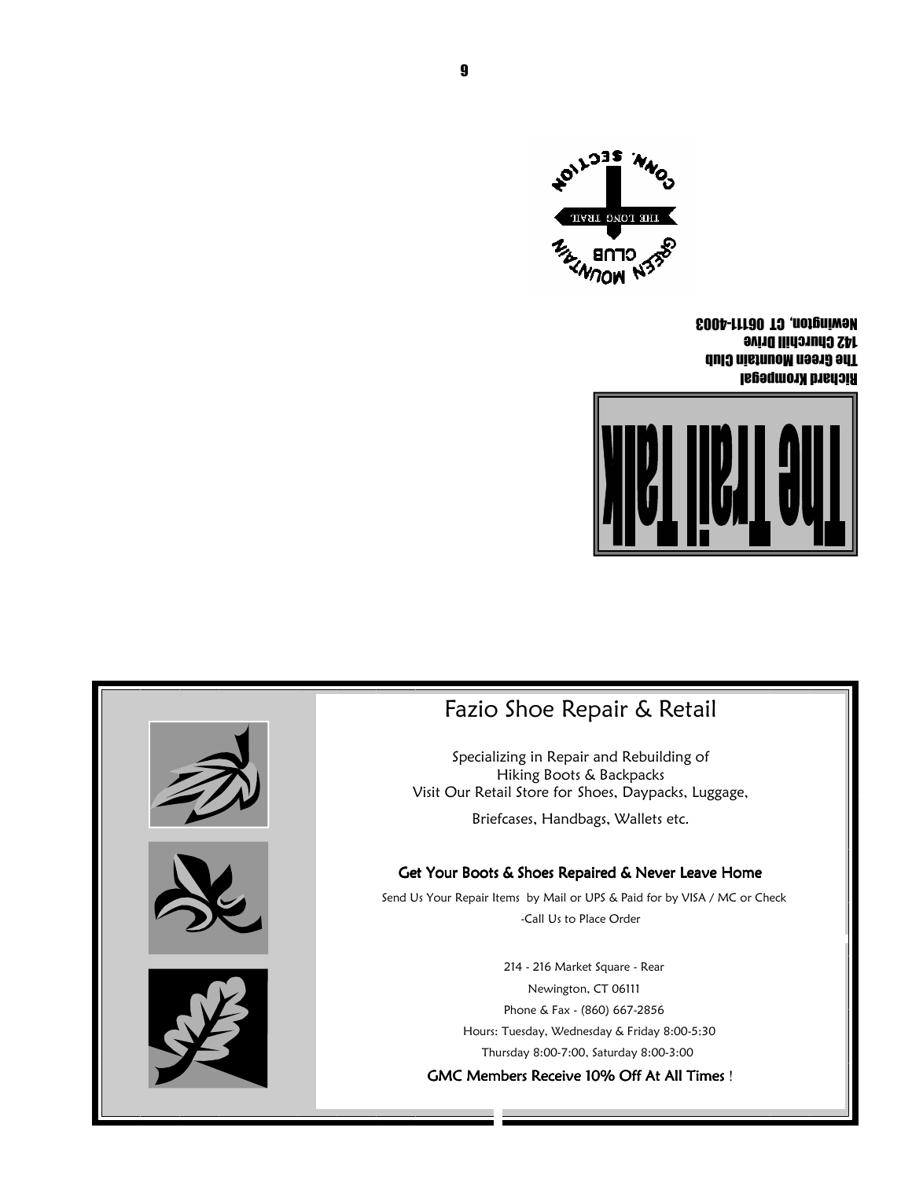The Trail Talk

Richard Krompegal
The Green Mountain Club
142 Churchill Drive
Newington, CT 06111-4003

CONN. SECTION
THE LONG TRAIL
GREEN MOUNTAIN CLUB

## Fazio Shoe Repair & Retail

Specializing in Repair and Rebuilding of
Hiking Boots & Backpacks
Visit Our Retail Store for Shoes, Daypacks, Luggage,

Briefcases, Handbags, Wallets etc.

### Get Your Boots & Shoes Repaired & Never Leave Home

Send Us Your Repair Items by Mail or UPS & Paid for by VISA / MC or Check
-Call Us to Place Order

214 - 216 Market Square - Rear
Newington, CT 06111
Phone & Fax - (860) 667-2856
Hours: Tuesday, Wednesday & Friday 8:00-5:30
Thursday 8:00-7:00, Saturday 8:00-3:00

GMC Members Receive 10% Off At All Times !